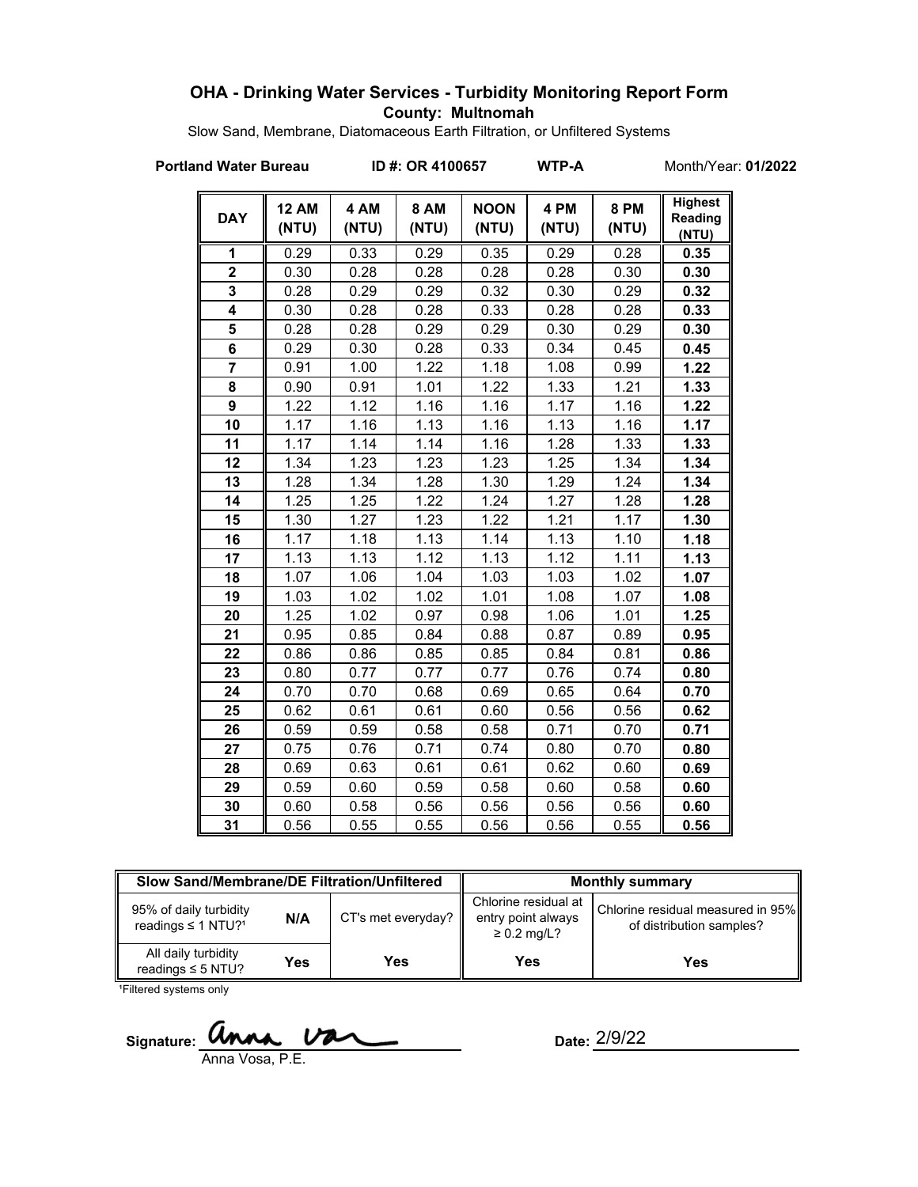# OHA - Drinking Water Services - Turbidity Monitoring Report Form

**County: Multnomah**

Slow Sand, Membrane, Diatomaceous Earth Filtration, or Unfiltered Systems

**Portland Water Bureau** **ID #: OR 4100657** **WTP-A** Month/Year: **01/2022**

| DAY | 12 AM (NTU) | 4 AM (NTU) | 8 AM (NTU) | NOON (NTU) | 4 PM (NTU) | 8 PM (NTU) | Highest Reading (NTU) |
|---|---|---|---|---|---|---|---|
| 1 | 0.29 | 0.33 | 0.29 | 0.35 | 0.29 | 0.28 | **0.35** |
| 2 | 0.30 | 0.28 | 0.28 | 0.28 | 0.28 | 0.30 | **0.30** |
| 3 | 0.28 | 0.29 | 0.29 | 0.32 | 0.30 | 0.29 | **0.32** |
| 4 | 0.30 | 0.28 | 0.28 | 0.33 | 0.28 | 0.28 | **0.33** |
| 5 | 0.28 | 0.28 | 0.29 | 0.29 | 0.30 | 0.29 | **0.30** |
| 6 | 0.29 | 0.30 | 0.28 | 0.33 | 0.34 | 0.45 | **0.45** |
| 7 | 0.91 | 1.00 | 1.22 | 1.18 | 1.08 | 0.99 | **1.22** |
| 8 | 0.90 | 0.91 | 1.01 | 1.22 | 1.33 | 1.21 | **1.33** |
| 9 | 1.22 | 1.12 | 1.16 | 1.16 | 1.17 | 1.16 | **1.22** |
| 10 | 1.17 | 1.16 | 1.13 | 1.16 | 1.13 | 1.16 | **1.17** |
| 11 | 1.17 | 1.14 | 1.14 | 1.16 | 1.28 | 1.33 | **1.33** |
| 12 | 1.34 | 1.23 | 1.23 | 1.23 | 1.25 | 1.34 | **1.34** |
| 13 | 1.28 | 1.34 | 1.28 | 1.30 | 1.29 | 1.24 | **1.34** |
| 14 | 1.25 | 1.25 | 1.22 | 1.24 | 1.27 | 1.28 | **1.28** |
| 15 | 1.30 | 1.27 | 1.23 | 1.22 | 1.21 | 1.17 | **1.30** |
| 16 | 1.17 | 1.18 | 1.13 | 1.14 | 1.13 | 1.10 | **1.18** |
| 17 | 1.13 | 1.13 | 1.12 | 1.13 | 1.12 | 1.11 | **1.13** |
| 18 | 1.07 | 1.06 | 1.04 | 1.03 | 1.03 | 1.02 | **1.07** |
| 19 | 1.03 | 1.02 | 1.02 | 1.01 | 1.08 | 1.07 | **1.08** |
| 20 | 1.25 | 1.02 | 0.97 | 0.98 | 1.06 | 1.01 | **1.25** |
| 21 | 0.95 | 0.85 | 0.84 | 0.88 | 0.87 | 0.89 | **0.95** |
| 22 | 0.86 | 0.86 | 0.85 | 0.85 | 0.84 | 0.81 | **0.86** |
| 23 | 0.80 | 0.77 | 0.77 | 0.77 | 0.76 | 0.74 | **0.80** |
| 24 | 0.70 | 0.70 | 0.68 | 0.69 | 0.65 | 0.64 | **0.70** |
| 25 | 0.62 | 0.61 | 0.61 | 0.60 | 0.56 | 0.56 | **0.62** |
| 26 | 0.59 | 0.59 | 0.58 | 0.58 | 0.71 | 0.70 | **0.71** |
| 27 | 0.75 | 0.76 | 0.71 | 0.74 | 0.80 | 0.70 | **0.80** |
| 28 | 0.69 | 0.63 | 0.61 | 0.61 | 0.62 | 0.60 | **0.69** |
| 29 | 0.59 | 0.60 | 0.59 | 0.58 | 0.60 | 0.58 | **0.60** |
| 30 | 0.60 | 0.58 | 0.56 | 0.56 | 0.56 | 0.56 | **0.60** |
| 31 | 0.56 | 0.55 | 0.55 | 0.56 | 0.56 | 0.55 | **0.56** |

| Slow Sand/Membrane/DE Filtration/Unfiltered | | | Monthly summary | |
|---|---|---|---|---|
| 95% of daily turbidity readings ≤ 1 NTU?[1] | N/A | CT's met everyday? | Chlorine residual at entry point always ≥ 0.2 mg/L? | Chlorine residual measured in 95% of distribution samples? |
| All daily turbidity readings ≤ 5 NTU? | Yes | Yes | Yes | Yes |

[1]Filtered systems only

Signature: Anna Vosa, P.E.

Date: 2/9/22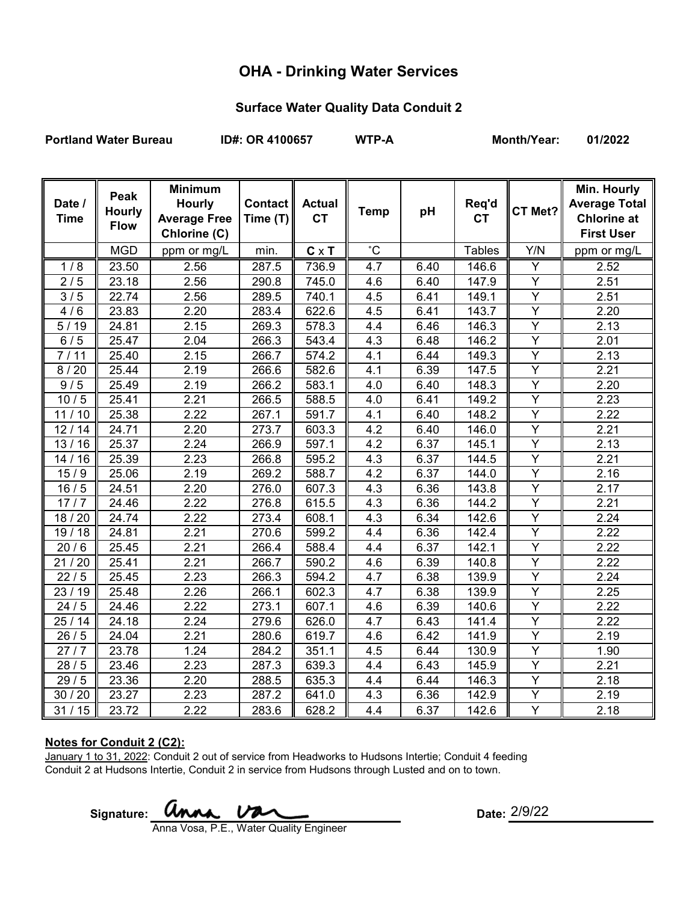# OHA - Drinking Water Services

## Surface Water Quality Data Conduit 2

**Portland Water Bureau** **ID#: OR 4100657** **WTP-A** **Month/Year: 01/2022**

| Date / Time | Peak Hourly Flow | Minimum Hourly Average Free Chlorine (C) | Contact Time (T) | Actual CT | Temp | pH | Req'd CT | CT Met? | Min. Hourly Average Total Chlorine at First User |
|---|---|---|---|---|---|---|---|---|---|
| | MGD | ppm or mg/L | min. | C x T | ˚C | | Tables | Y/N | ppm or mg/L |
| 1 / 8 | 23.50 | 2.56 | 287.5 | 736.9 | 4.7 | 6.40 | 146.6 | Y | 2.52 |
| 2 / 5 | 23.18 | 2.56 | 290.8 | 745.0 | 4.6 | 6.40 | 147.9 | Y | 2.51 |
| 3 / 5 | 22.74 | 2.56 | 289.5 | 740.1 | 4.5 | 6.41 | 149.1 | Y | 2.51 |
| 4 / 6 | 23.83 | 2.20 | 283.4 | 622.6 | 4.5 | 6.41 | 143.7 | Y | 2.20 |
| 5 / 19 | 24.81 | 2.15 | 269.3 | 578.3 | 4.4 | 6.46 | 146.3 | Y | 2.13 |
| 6 / 5 | 25.47 | 2.04 | 266.3 | 543.4 | 4.3 | 6.48 | 146.2 | Y | 2.01 |
| 7 / 11 | 25.40 | 2.15 | 266.7 | 574.2 | 4.1 | 6.44 | 149.3 | Y | 2.13 |
| 8 / 20 | 25.44 | 2.19 | 266.6 | 582.6 | 4.1 | 6.39 | 147.5 | Y | 2.21 |
| 9 / 5 | 25.49 | 2.19 | 266.2 | 583.1 | 4.0 | 6.40 | 148.3 | Y | 2.20 |
| 10 / 5 | 25.41 | 2.21 | 266.5 | 588.5 | 4.0 | 6.41 | 149.2 | Y | 2.23 |
| 11 / 10 | 25.38 | 2.22 | 267.1 | 591.7 | 4.1 | 6.40 | 148.2 | Y | 2.22 |
| 12 / 14 | 24.71 | 2.20 | 273.7 | 603.3 | 4.2 | 6.40 | 146.0 | Y | 2.21 |
| 13 / 16 | 25.37 | 2.24 | 266.9 | 597.1 | 4.2 | 6.37 | 145.1 | Y | 2.13 |
| 14 / 16 | 25.39 | 2.23 | 266.8 | 595.2 | 4.3 | 6.37 | 144.5 | Y | 2.21 |
| 15 / 9 | 25.06 | 2.19 | 269.2 | 588.7 | 4.2 | 6.37 | 144.0 | Y | 2.16 |
| 16 / 5 | 24.51 | 2.20 | 276.0 | 607.3 | 4.3 | 6.36 | 143.8 | Y | 2.17 |
| 17 / 7 | 24.46 | 2.22 | 276.8 | 615.5 | 4.3 | 6.36 | 144.2 | Y | 2.21 |
| 18 / 20 | 24.74 | 2.22 | 273.4 | 608.1 | 4.3 | 6.34 | 142.6 | Y | 2.24 |
| 19 / 18 | 24.81 | 2.21 | 270.6 | 599.2 | 4.4 | 6.36 | 142.4 | Y | 2.22 |
| 20 / 6 | 25.45 | 2.21 | 266.4 | 588.4 | 4.4 | 6.37 | 142.1 | Y | 2.22 |
| 21 / 20 | 25.41 | 2.21 | 266.7 | 590.2 | 4.6 | 6.39 | 140.8 | Y | 2.22 |
| 22 / 5 | 25.45 | 2.23 | 266.3 | 594.2 | 4.7 | 6.38 | 139.9 | Y | 2.24 |
| 23 / 19 | 25.48 | 2.26 | 266.1 | 602.3 | 4.7 | 6.38 | 139.9 | Y | 2.25 |
| 24 / 5 | 24.46 | 2.22 | 273.1 | 607.1 | 4.6 | 6.39 | 140.6 | Y | 2.22 |
| 25 / 14 | 24.18 | 2.24 | 279.6 | 626.0 | 4.7 | 6.43 | 141.4 | Y | 2.22 |
| 26 / 5 | 24.04 | 2.21 | 280.6 | 619.7 | 4.6 | 6.42 | 141.9 | Y | 2.19 |
| 27 / 7 | 23.78 | 1.24 | 284.2 | 351.1 | 4.5 | 6.44 | 130.9 | Y | 1.90 |
| 28 / 5 | 23.46 | 2.23 | 287.3 | 639.3 | 4.4 | 6.43 | 145.9 | Y | 2.21 |
| 29 / 5 | 23.36 | 2.20 | 288.5 | 635.3 | 4.4 | 6.44 | 146.3 | Y | 2.18 |
| 30 / 20 | 23.27 | 2.23 | 287.2 | 641.0 | 4.3 | 6.36 | 142.9 | Y | 2.19 |
| 31 / 15 | 23.72 | 2.22 | 283.6 | 628.2 | 4.4 | 6.37 | 142.6 | Y | 2.18 |

**Notes for Conduit 2 (C2):**

January 1 to 31, 2022: Conduit 2 out of service from Headworks to Hudsons Intertie; Conduit 4 feeding Conduit 2 at Hudsons Intertie, Conduit 2 in service from Hudsons through Lusted and on to town.

Signature: Anna Vosa
Anna Vosa, P.E., Water Quality Engineer

Date: 2/9/22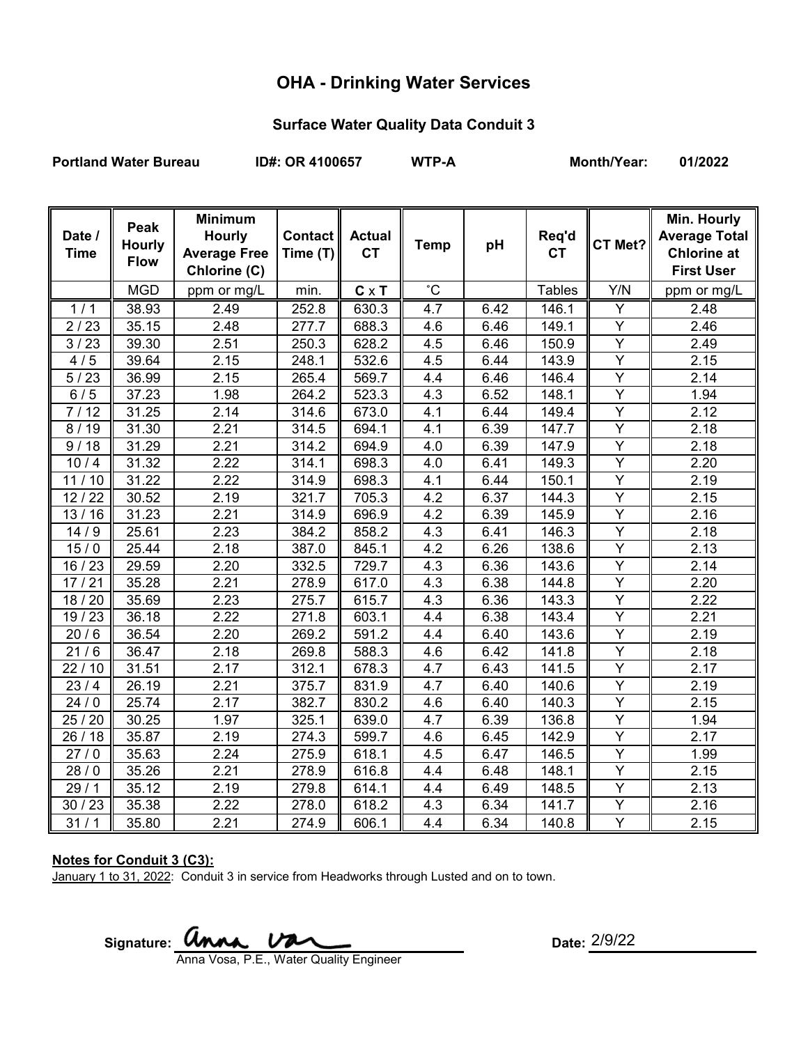# OHA - Drinking Water Services

## Surface Water Quality Data Conduit 3

**Portland Water Bureau** **ID#: OR 4100657** **WTP-A** **Month/Year: 01/2022**

| Date / Time | Peak Hourly Flow | Minimum Hourly Average Free Chlorine (C) | Contact Time (T) | Actual CT | Temp | pH | Req'd CT | CT Met? | Min. Hourly Average Total Chlorine at First User |
|---|---|---|---|---|---|---|---|---|---|
| | MGD | ppm or mg/L | min. | **C** x **T** | ˚C | | Tables | Y/N | ppm or mg/L |
| 1 / 1 | 38.93 | 2.49 | 252.8 | 630.3 | 4.7 | 6.42 | 146.1 | Y | 2.48 |
| 2 / 23 | 35.15 | 2.48 | 277.7 | 688.3 | 4.6 | 6.46 | 149.1 | Y | 2.46 |
| 3 / 23 | 39.30 | 2.51 | 250.3 | 628.2 | 4.5 | 6.46 | 150.9 | Y | 2.49 |
| 4 / 5 | 39.64 | 2.15 | 248.1 | 532.6 | 4.5 | 6.44 | 143.9 | Y | 2.15 |
| 5 / 23 | 36.99 | 2.15 | 265.4 | 569.7 | 4.4 | 6.46 | 146.4 | Y | 2.14 |
| 6 / 5 | 37.23 | 1.98 | 264.2 | 523.3 | 4.3 | 6.52 | 148.1 | Y | 1.94 |
| 7 / 12 | 31.25 | 2.14 | 314.6 | 673.0 | 4.1 | 6.44 | 149.4 | Y | 2.12 |
| 8 / 19 | 31.30 | 2.21 | 314.5 | 694.1 | 4.1 | 6.39 | 147.7 | Y | 2.18 |
| 9 / 18 | 31.29 | 2.21 | 314.2 | 694.9 | 4.0 | 6.39 | 147.9 | Y | 2.18 |
| 10 / 4 | 31.32 | 2.22 | 314.1 | 698.3 | 4.0 | 6.41 | 149.3 | Y | 2.20 |
| 11 / 10 | 31.22 | 2.22 | 314.9 | 698.3 | 4.1 | 6.44 | 150.1 | Y | 2.19 |
| 12 / 22 | 30.52 | 2.19 | 321.7 | 705.3 | 4.2 | 6.37 | 144.3 | Y | 2.15 |
| 13 / 16 | 31.23 | 2.21 | 314.9 | 696.9 | 4.2 | 6.39 | 145.9 | Y | 2.16 |
| 14 / 9 | 25.61 | 2.23 | 384.2 | 858.2 | 4.3 | 6.41 | 146.3 | Y | 2.18 |
| 15 / 0 | 25.44 | 2.18 | 387.0 | 845.1 | 4.2 | 6.26 | 138.6 | Y | 2.13 |
| 16 / 23 | 29.59 | 2.20 | 332.5 | 729.7 | 4.3 | 6.36 | 143.6 | Y | 2.14 |
| 17 / 21 | 35.28 | 2.21 | 278.9 | 617.0 | 4.3 | 6.38 | 144.8 | Y | 2.20 |
| 18 / 20 | 35.69 | 2.23 | 275.7 | 615.7 | 4.3 | 6.36 | 143.3 | Y | 2.22 |
| 19 / 23 | 36.18 | 2.22 | 271.8 | 603.1 | 4.4 | 6.38 | 143.4 | Y | 2.21 |
| 20 / 6 | 36.54 | 2.20 | 269.2 | 591.2 | 4.4 | 6.40 | 143.6 | Y | 2.19 |
| 21 / 6 | 36.47 | 2.18 | 269.8 | 588.3 | 4.6 | 6.42 | 141.8 | Y | 2.18 |
| 22 / 10 | 31.51 | 2.17 | 312.1 | 678.3 | 4.7 | 6.43 | 141.5 | Y | 2.17 |
| 23 / 4 | 26.19 | 2.21 | 375.7 | 831.9 | 4.7 | 6.40 | 140.6 | Y | 2.19 |
| 24 / 0 | 25.74 | 2.17 | 382.7 | 830.2 | 4.6 | 6.40 | 140.3 | Y | 2.15 |
| 25 / 20 | 30.25 | 1.97 | 325.1 | 639.0 | 4.7 | 6.39 | 136.8 | Y | 1.94 |
| 26 / 18 | 35.87 | 2.19 | 274.3 | 599.7 | 4.6 | 6.45 | 142.9 | Y | 2.17 |
| 27 / 0 | 35.63 | 2.24 | 275.9 | 618.1 | 4.5 | 6.47 | 146.5 | Y | 1.99 |
| 28 / 0 | 35.26 | 2.21 | 278.9 | 616.8 | 4.4 | 6.48 | 148.1 | Y | 2.15 |
| 29 / 1 | 35.12 | 2.19 | 279.8 | 614.1 | 4.4 | 6.49 | 148.5 | Y | 2.13 |
| 30 / 23 | 35.38 | 2.22 | 278.0 | 618.2 | 4.3 | 6.34 | 141.7 | Y | 2.16 |
| 31 / 1 | 35.80 | 2.21 | 274.9 | 606.1 | 4.4 | 6.34 | 140.8 | Y | 2.15 |

**Notes for Conduit 3 (C3):**

January 1 to 31, 2022: Conduit 3 in service from Headworks through Lusted and on to town.

Signature: Anna Vosa
Anna Vosa, P.E., Water Quality Engineer

Date: 2/9/22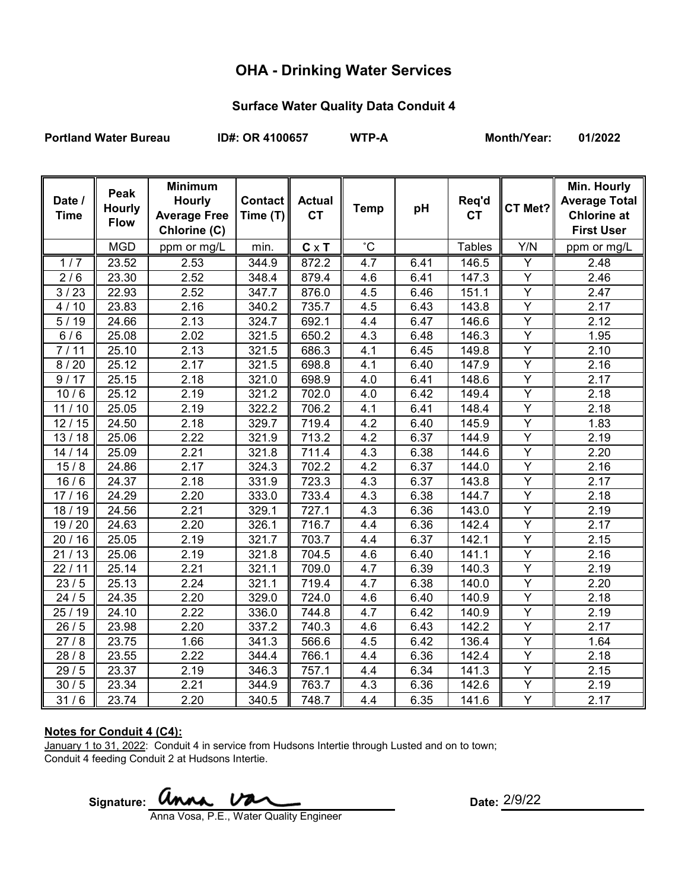# OHA - Drinking Water Services

## Surface Water Quality Data Conduit 4

**Portland Water Bureau** **ID#: OR 4100657** **WTP-A** **Month/Year: 01/2022**

| Date / Time | Peak Hourly Flow | Minimum Hourly Average Free Chlorine (C) | Contact Time (T) | Actual CT | Temp | pH | Req'd CT | CT Met? | Min. Hourly Average Total Chlorine at First User |
|---|---|---|---|---|---|---|---|---|---|
| | MGD | ppm or mg/L | min. | **C** x **T** | ˚C | | Tables | Y/N | ppm or mg/L |
| 1 / 7 | 23.52 | 2.53 | 344.9 | 872.2 | 4.7 | 6.41 | 146.5 | Y | 2.48 |
| 2 / 6 | 23.30 | 2.52 | 348.4 | 879.4 | 4.6 | 6.41 | 147.3 | Y | 2.46 |
| 3 / 23 | 22.93 | 2.52 | 347.7 | 876.0 | 4.5 | 6.46 | 151.1 | Y | 2.47 |
| 4 / 10 | 23.83 | 2.16 | 340.2 | 735.7 | 4.5 | 6.43 | 143.8 | Y | 2.17 |
| 5 / 19 | 24.66 | 2.13 | 324.7 | 692.1 | 4.4 | 6.47 | 146.6 | Y | 2.12 |
| 6 / 6 | 25.08 | 2.02 | 321.5 | 650.2 | 4.3 | 6.48 | 146.3 | Y | 1.95 |
| 7 / 11 | 25.10 | 2.13 | 321.5 | 686.3 | 4.1 | 6.45 | 149.8 | Y | 2.10 |
| 8 / 20 | 25.12 | 2.17 | 321.5 | 698.8 | 4.1 | 6.40 | 147.9 | Y | 2.16 |
| 9 / 17 | 25.15 | 2.18 | 321.0 | 698.9 | 4.0 | 6.41 | 148.6 | Y | 2.17 |
| 10 / 6 | 25.12 | 2.19 | 321.2 | 702.0 | 4.0 | 6.42 | 149.4 | Y | 2.18 |
| 11 / 10 | 25.05 | 2.19 | 322.2 | 706.2 | 4.1 | 6.41 | 148.4 | Y | 2.18 |
| 12 / 15 | 24.50 | 2.18 | 329.7 | 719.4 | 4.2 | 6.40 | 145.9 | Y | 1.83 |
| 13 / 18 | 25.06 | 2.22 | 321.9 | 713.2 | 4.2 | 6.37 | 144.9 | Y | 2.19 |
| 14 / 14 | 25.09 | 2.21 | 321.8 | 711.4 | 4.3 | 6.38 | 144.6 | Y | 2.20 |
| 15 / 8 | 24.86 | 2.17 | 324.3 | 702.2 | 4.2 | 6.37 | 144.0 | Y | 2.16 |
| 16 / 6 | 24.37 | 2.18 | 331.9 | 723.3 | 4.3 | 6.37 | 143.8 | Y | 2.17 |
| 17 / 16 | 24.29 | 2.20 | 333.0 | 733.4 | 4.3 | 6.38 | 144.7 | Y | 2.18 |
| 18 / 19 | 24.56 | 2.21 | 329.1 | 727.1 | 4.3 | 6.36 | 143.0 | Y | 2.19 |
| 19 / 20 | 24.63 | 2.20 | 326.1 | 716.7 | 4.4 | 6.36 | 142.4 | Y | 2.17 |
| 20 / 16 | 25.05 | 2.19 | 321.7 | 703.7 | 4.4 | 6.37 | 142.1 | Y | 2.15 |
| 21 / 13 | 25.06 | 2.19 | 321.8 | 704.5 | 4.6 | 6.40 | 141.1 | Y | 2.16 |
| 22 / 11 | 25.14 | 2.21 | 321.1 | 709.0 | 4.7 | 6.39 | 140.3 | Y | 2.19 |
| 23 / 5 | 25.13 | 2.24 | 321.1 | 719.4 | 4.7 | 6.38 | 140.0 | Y | 2.20 |
| 24 / 5 | 24.35 | 2.20 | 329.0 | 724.0 | 4.6 | 6.40 | 140.9 | Y | 2.18 |
| 25 / 19 | 24.10 | 2.22 | 336.0 | 744.8 | 4.7 | 6.42 | 140.9 | Y | 2.19 |
| 26 / 5 | 23.98 | 2.20 | 337.2 | 740.3 | 4.6 | 6.43 | 142.2 | Y | 2.17 |
| 27 / 8 | 23.75 | 1.66 | 341.3 | 566.6 | 4.5 | 6.42 | 136.4 | Y | 1.64 |
| 28 / 8 | 23.55 | 2.22 | 344.4 | 766.1 | 4.4 | 6.36 | 142.4 | Y | 2.18 |
| 29 / 5 | 23.37 | 2.19 | 346.3 | 757.1 | 4.4 | 6.34 | 141.3 | Y | 2.15 |
| 30 / 5 | 23.34 | 2.21 | 344.9 | 763.7 | 4.3 | 6.36 | 142.6 | Y | 2.19 |
| 31 / 6 | 23.74 | 2.20 | 340.5 | 748.7 | 4.4 | 6.35 | 141.6 | Y | 2.17 |

**Notes for Conduit 4 (C4):**

January 1 to 31, 2022: Conduit 4 in service from Hudsons Intertie through Lusted and on to town; Conduit 4 feeding Conduit 2 at Hudsons Intertie.

Signature: Anna Vosa

Anna Vosa, P.E., Water Quality Engineer

Date: 2/9/22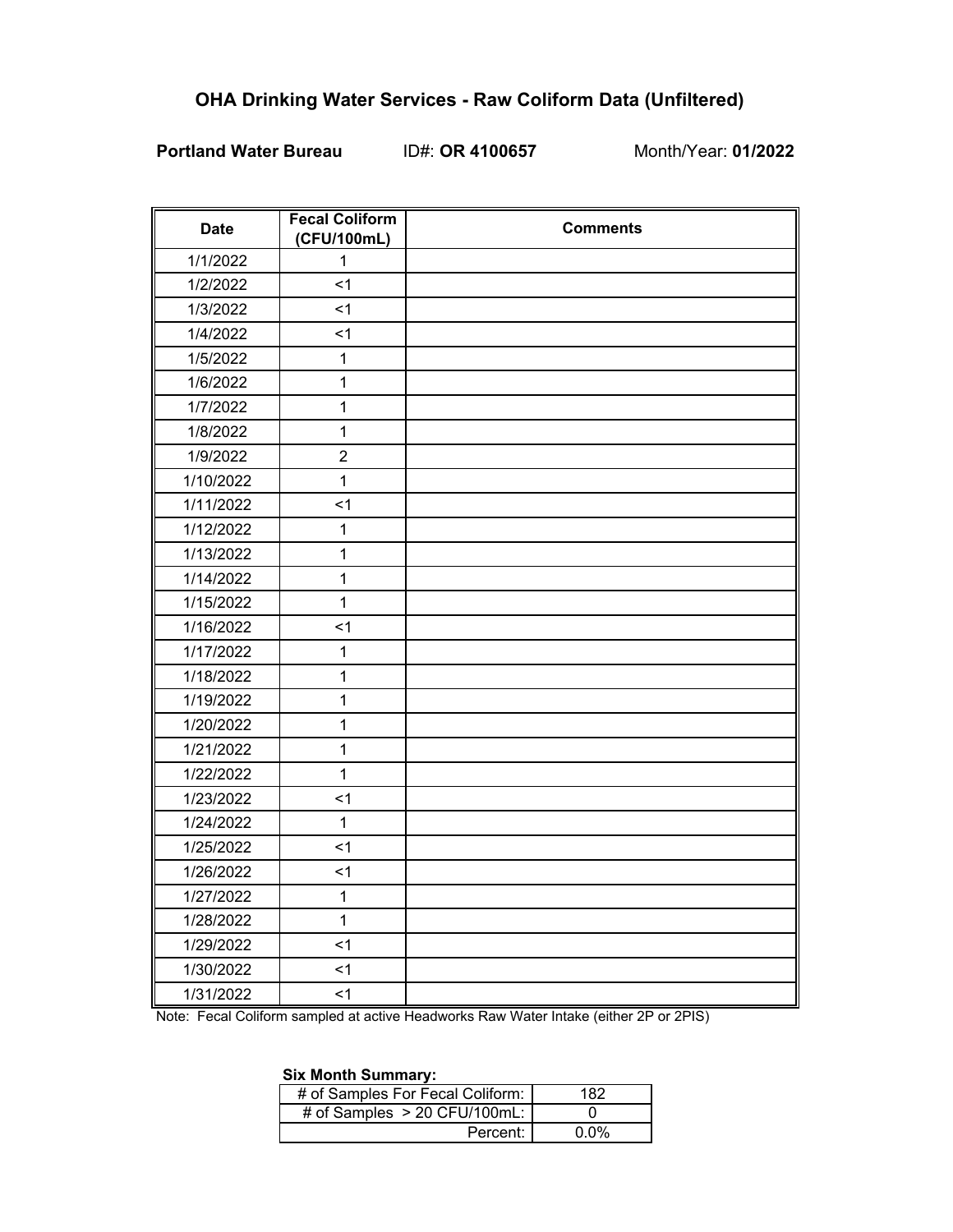# OHA Drinking Water Services - Raw Coliform Data (Unfiltered)

**Portland Water Bureau** ID#: **OR 4100657** Month/Year: **01/2022**

| Date | Fecal Coliform (CFU/100mL) | Comments |
|---|---|---|
| 1/1/2022 | 1 | |
| 1/2/2022 | <1 | |
| 1/3/2022 | <1 | |
| 1/4/2022 | <1 | |
| 1/5/2022 | 1 | |
| 1/6/2022 | 1 | |
| 1/7/2022 | 1 | |
| 1/8/2022 | 1 | |
| 1/9/2022 | 2 | |
| 1/10/2022 | 1 | |
| 1/11/2022 | <1 | |
| 1/12/2022 | 1 | |
| 1/13/2022 | 1 | |
| 1/14/2022 | 1 | |
| 1/15/2022 | 1 | |
| 1/16/2022 | <1 | |
| 1/17/2022 | 1 | |
| 1/18/2022 | 1 | |
| 1/19/2022 | 1 | |
| 1/20/2022 | 1 | |
| 1/21/2022 | 1 | |
| 1/22/2022 | 1 | |
| 1/23/2022 | <1 | |
| 1/24/2022 | 1 | |
| 1/25/2022 | <1 | |
| 1/26/2022 | <1 | |
| 1/27/2022 | 1 | |
| 1/28/2022 | 1 | |
| 1/29/2022 | <1 | |
| 1/30/2022 | <1 | |
| 1/31/2022 | <1 | |

Note: Fecal Coliform sampled at active Headworks Raw Water Intake (either 2P or 2PIS)

**Six Month Summary:**

| | |
|---|---|
| # of Samples For Fecal Coliform: | 182 |
| # of Samples > 20 CFU/100mL: | 0 |
| Percent: | 0.0% |